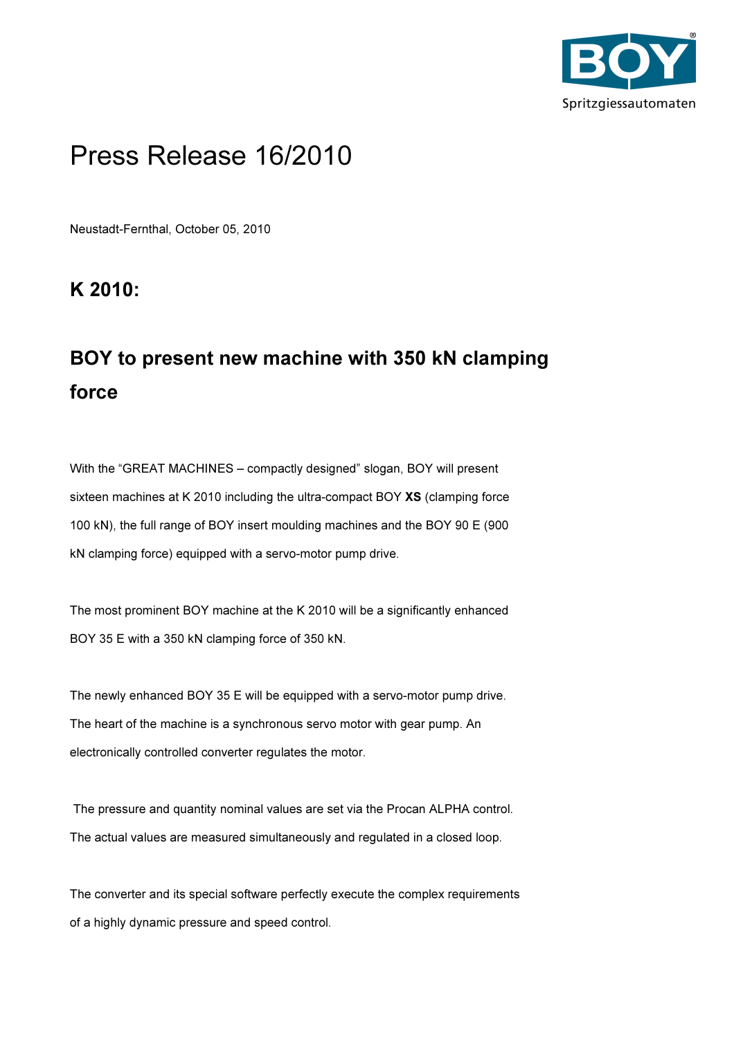# Press Release 16/2010

Neustadt-Fernthal, October 05, 2010

## K 2010:

## BOY to present new machine with 350 kN clamping force

With the "GREAT MACHINES – compactly designed" slogan, BOY will present sixteen machines at K 2010 including the ultra-compact BOY **XS** (clamping force 100 kN), the full range of BOY insert moulding machines and the BOY 90 E (900 kN clamping force) equipped with a servo-motor pump drive.

The most prominent BOY machine at the K 2010 will be a significantly enhanced BOY 35 E with a 350 kN clamping force of 350 kN.

The newly enhanced BOY 35 E will be equipped with a servo-motor pump drive. The heart of the machine is a synchronous servo motor with gear pump. An electronically controlled converter regulates the motor.

The pressure and quantity nominal values are set via the Procan ALPHA control. The actual values are measured simultaneously and regulated in a closed loop.

The converter and its special software perfectly execute the complex requirements of a highly dynamic pressure and speed control.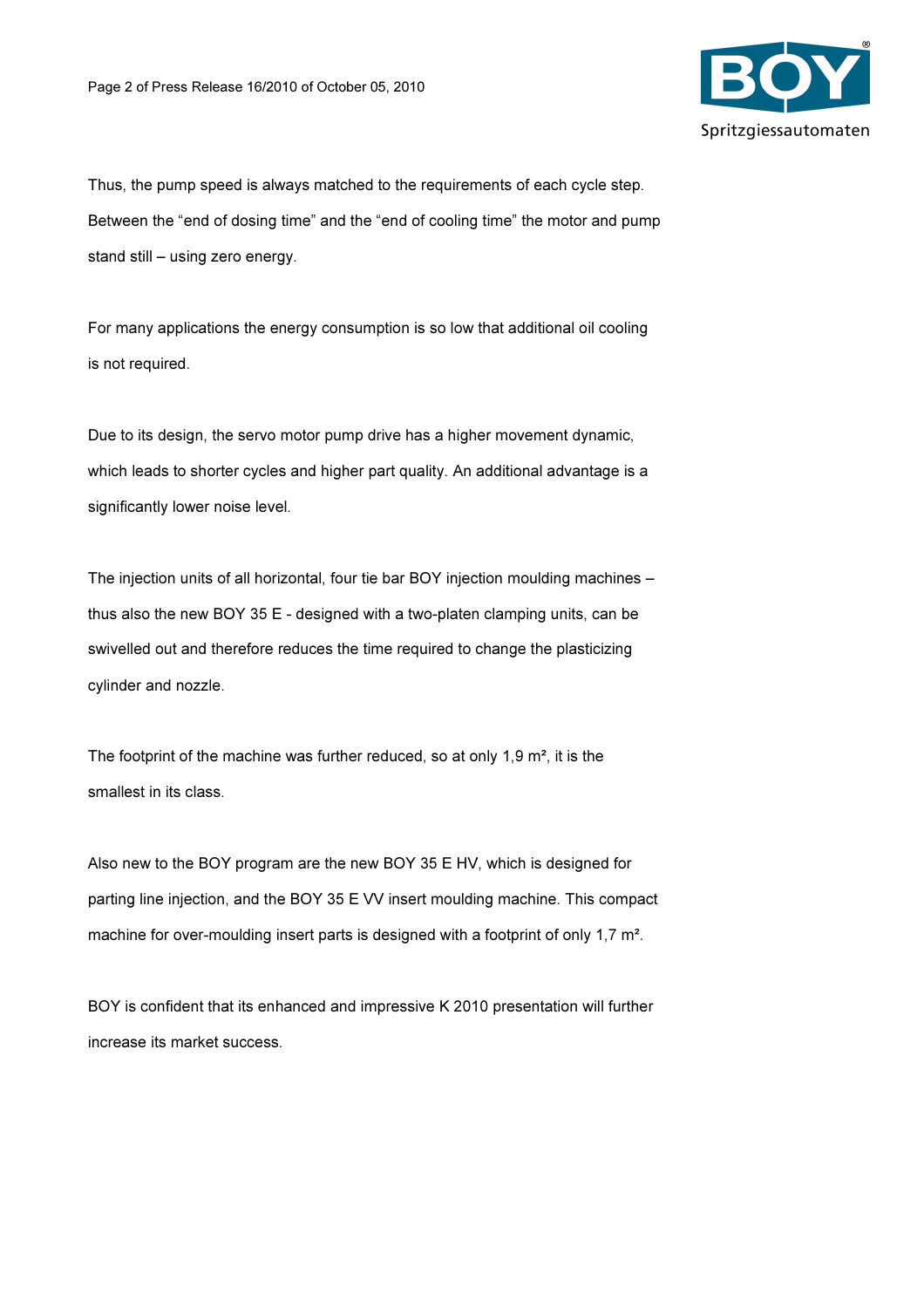Thus, the pump speed is always matched to the requirements of each cycle step. Between the "end of dosing time" and the "end of cooling time" the motor and pump stand still – using zero energy.

For many applications the energy consumption is so low that additional oil cooling is not required.

Due to its design, the servo motor pump drive has a higher movement dynamic, which leads to shorter cycles and higher part quality. An additional advantage is a significantly lower noise level.

The injection units of all horizontal, four tie bar BOY injection moulding machines – thus also the new BOY 35 E - designed with a two-platen clamping units, can be swivelled out and therefore reduces the time required to change the plasticizing cylinder and nozzle.

The footprint of the machine was further reduced, so at only 1,9 m², it is the smallest in its class.

Also new to the BOY program are the new BOY 35 E HV, which is designed for parting line injection, and the BOY 35 E VV insert moulding machine. This compact machine for over-moulding insert parts is designed with a footprint of only 1,7 m².

BOY is confident that its enhanced and impressive K 2010 presentation will further increase its market success.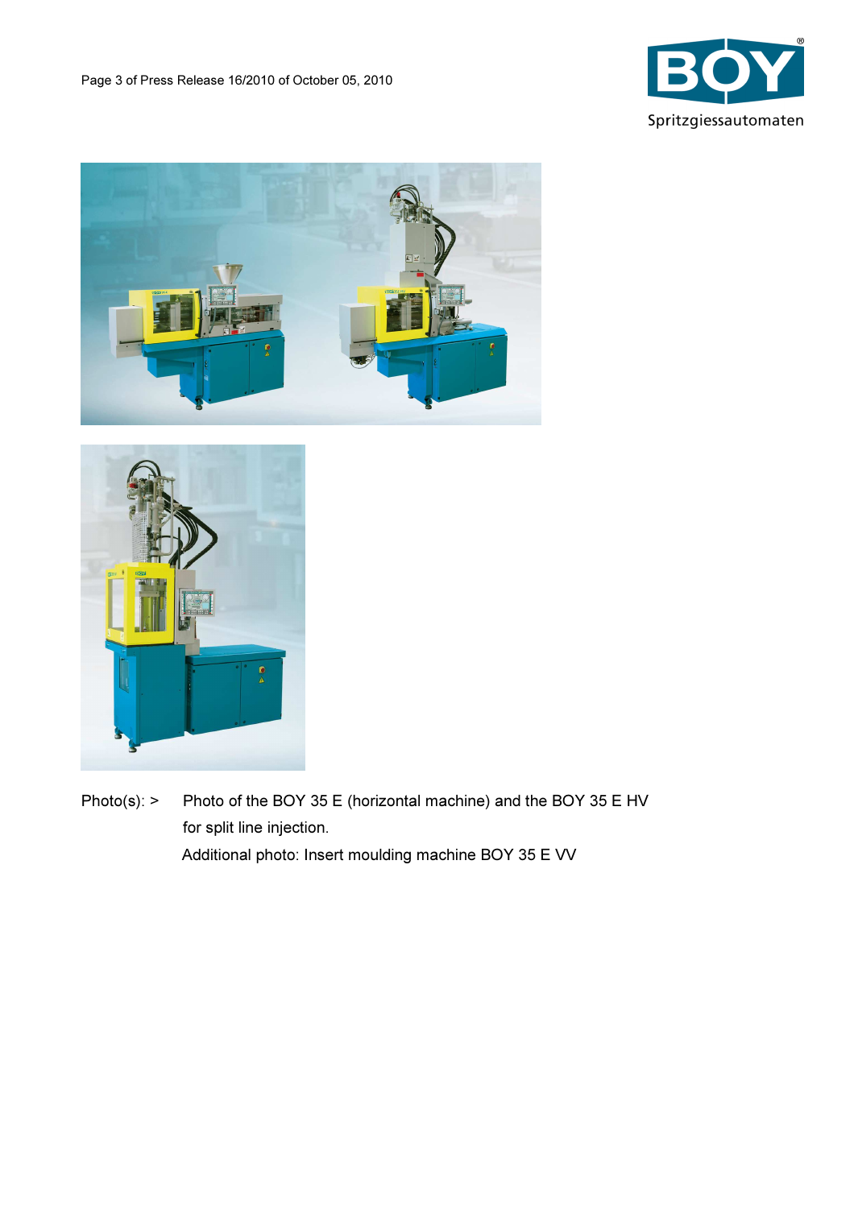Photo(s): > Photo of the BOY 35 E (horizontal machine) and the BOY 35 E HV for split line injection.

Additional photo: Insert moulding machine BOY 35 E VV